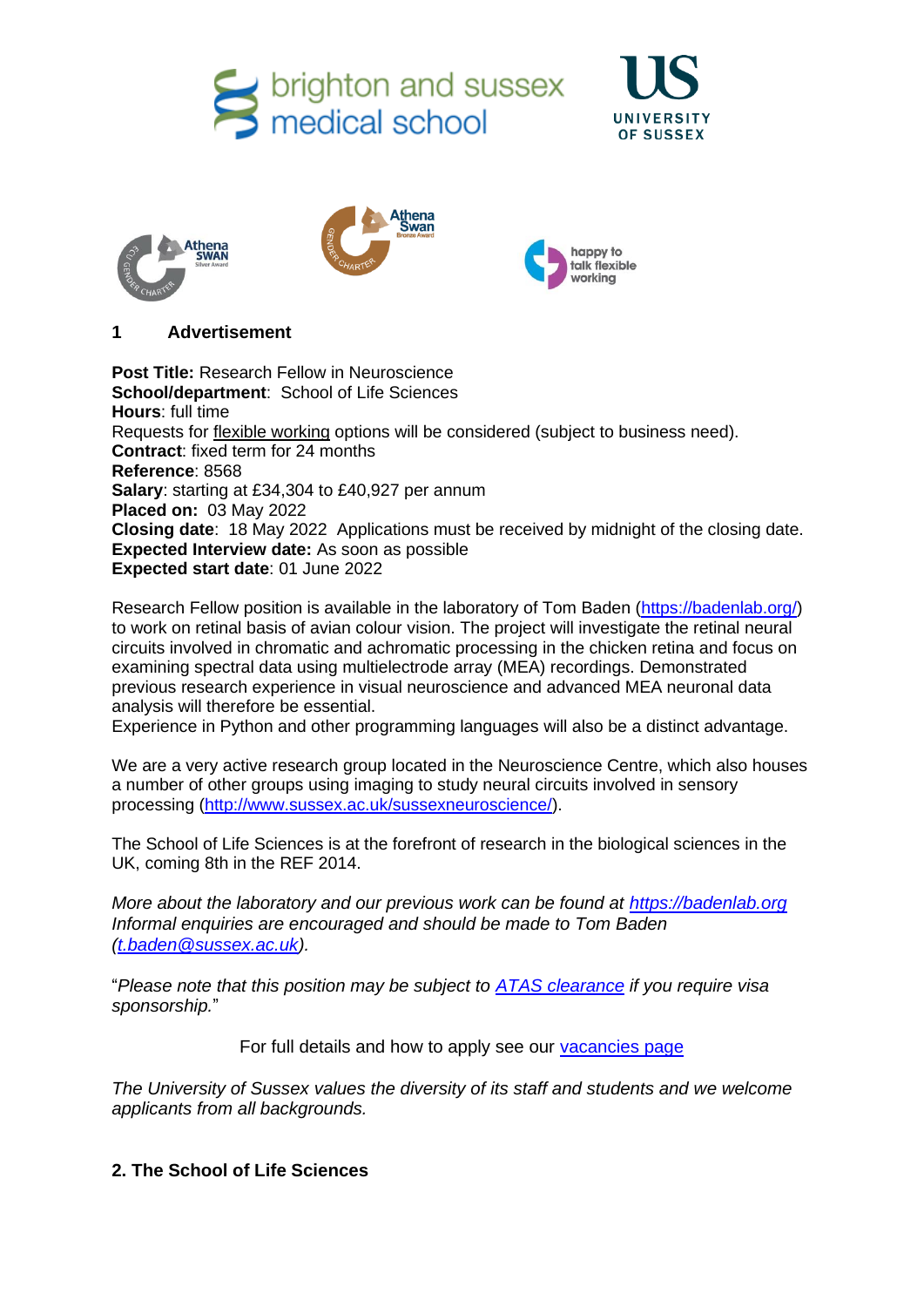## 1 Advertisement

**Post Title:** Research Fellow in Neuroscience
**School/department**: School of Life Sciences
**Hours**: full time
Requests for flexible working options will be considered (subject to business need).
**Contract**: fixed term for 24 months
**Reference**: 8568
**Salary**: starting at £34,304 to £40,927 per annum
**Placed on:** 03 May 2022
**Closing date**: 18 May 2022 Applications must be received by midnight of the closing date.
**Expected Interview date:** As soon as possible
**Expected start date**: 01 June 2022

Research Fellow position is available in the laboratory of Tom Baden (https://badenlab.org/) to work on retinal basis of avian colour vision. The project will investigate the retinal neural circuits involved in chromatic and achromatic processing in the chicken retina and focus on examining spectral data using multielectrode array (MEA) recordings. Demonstrated previous research experience in visual neuroscience and advanced MEA neuronal data analysis will therefore be essential.
Experience in Python and other programming languages will also be a distinct advantage.

We are a very active research group located in the Neuroscience Centre, which also houses a number of other groups using imaging to study neural circuits involved in sensory processing (http://www.sussex.ac.uk/sussexneuroscience/).

The School of Life Sciences is at the forefront of research in the biological sciences in the UK, coming 8th in the REF 2014.

*More about the laboratory and our previous work can be found at https://badenlab.org Informal enquiries are encouraged and should be made to Tom Baden (t.baden@sussex.ac.uk).*

"*Please note that this position may be subject to ATAS clearance if you require visa sponsorship.*"

For full details and how to apply see our vacancies page

*The University of Sussex values the diversity of its staff and students and we welcome applicants from all backgrounds.*

## 2. The School of Life Sciences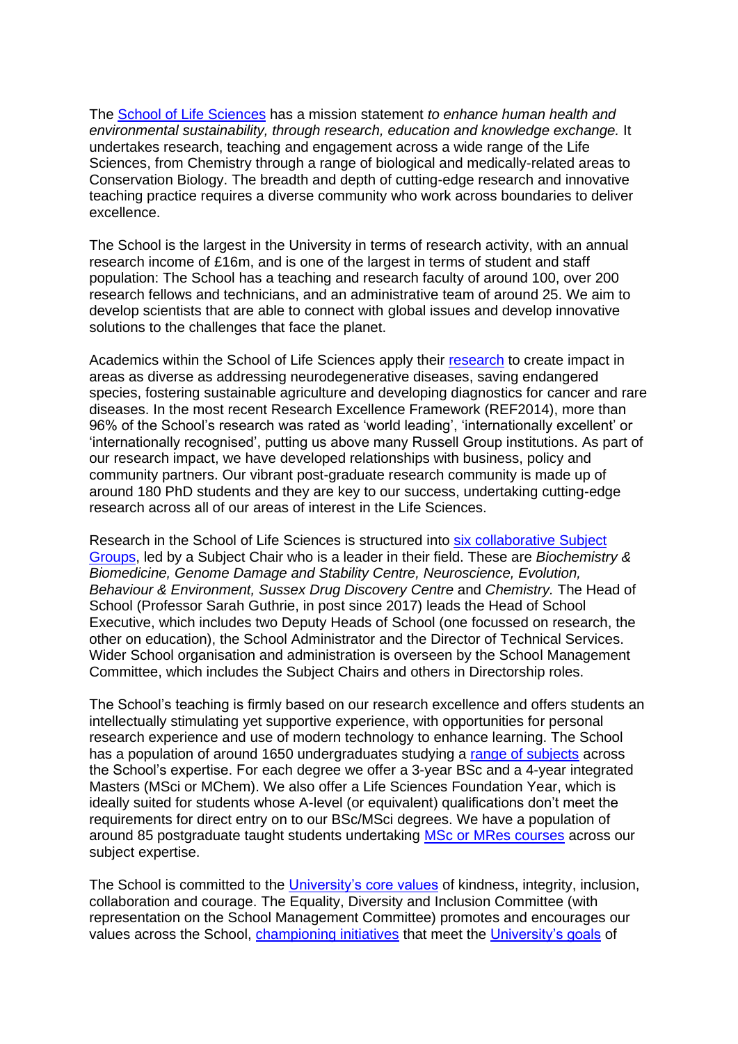The School of Life Sciences has a mission statement *to enhance human health and environmental sustainability, through research, education and knowledge exchange.* It undertakes research, teaching and engagement across a wide range of the Life Sciences, from Chemistry through a range of biological and medically-related areas to Conservation Biology. The breadth and depth of cutting-edge research and innovative teaching practice requires a diverse community who work across boundaries to deliver excellence.

The School is the largest in the University in terms of research activity, with an annual research income of £16m, and is one of the largest in terms of student and staff population: The School has a teaching and research faculty of around 100, over 200 research fellows and technicians, and an administrative team of around 25. We aim to develop scientists that are able to connect with global issues and develop innovative solutions to the challenges that face the planet.

Academics within the School of Life Sciences apply their research to create impact in areas as diverse as addressing neurodegenerative diseases, saving endangered species, fostering sustainable agriculture and developing diagnostics for cancer and rare diseases. In the most recent Research Excellence Framework (REF2014), more than 96% of the School's research was rated as 'world leading', 'internationally excellent' or 'internationally recognised', putting us above many Russell Group institutions. As part of our research impact, we have developed relationships with business, policy and community partners. Our vibrant post-graduate research community is made up of around 180 PhD students and they are key to our success, undertaking cutting-edge research across all of our areas of interest in the Life Sciences.

Research in the School of Life Sciences is structured into six collaborative Subject Groups, led by a Subject Chair who is a leader in their field. These are *Biochemistry & Biomedicine, Genome Damage and Stability Centre, Neuroscience, Evolution, Behaviour & Environment, Sussex Drug Discovery Centre* and *Chemistry.* The Head of School (Professor Sarah Guthrie, in post since 2017) leads the Head of School Executive, which includes two Deputy Heads of School (one focussed on research, the other on education), the School Administrator and the Director of Technical Services. Wider School organisation and administration is overseen by the School Management Committee, which includes the Subject Chairs and others in Directorship roles.

The School's teaching is firmly based on our research excellence and offers students an intellectually stimulating yet supportive experience, with opportunities for personal research experience and use of modern technology to enhance learning. The School has a population of around 1650 undergraduates studying a range of subjects across the School's expertise. For each degree we offer a 3-year BSc and a 4-year integrated Masters (MSci or MChem). We also offer a Life Sciences Foundation Year, which is ideally suited for students whose A-level (or equivalent) qualifications don't meet the requirements for direct entry on to our BSc/MSci degrees. We have a population of around 85 postgraduate taught students undertaking MSc or MRes courses across our subject expertise.

The School is committed to the University's core values of kindness, integrity, inclusion, collaboration and courage. The Equality, Diversity and Inclusion Committee (with representation on the School Management Committee) promotes and encourages our values across the School, championing initiatives that meet the University's goals of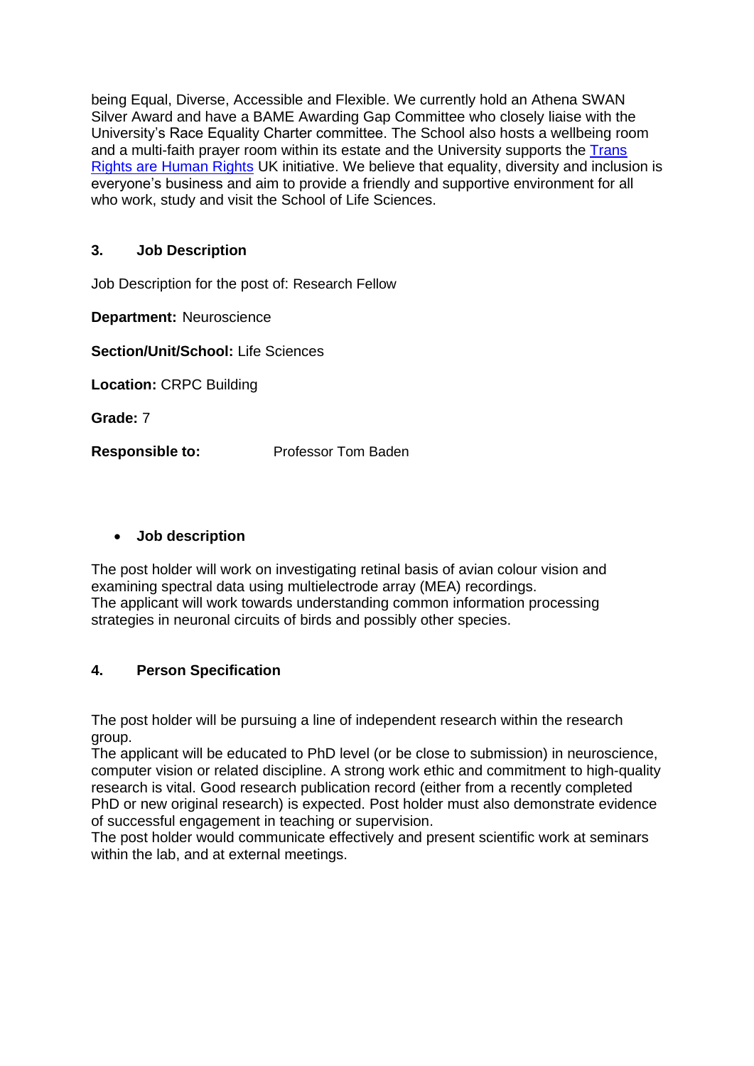being Equal, Diverse, Accessible and Flexible. We currently hold an Athena SWAN Silver Award and have a BAME Awarding Gap Committee who closely liaise with the University's Race Equality Charter committee. The School also hosts a wellbeing room and a multi-faith prayer room within its estate and the University supports the Trans Rights are Human Rights UK initiative. We believe that equality, diversity and inclusion is everyone's business and aim to provide a friendly and supportive environment for all who work, study and visit the School of Life Sciences.

## 3. Job Description

Job Description for the post of: Research Fellow

**Department:** Neuroscience

**Section/Unit/School:** Life Sciences

**Location:** CRPC Building

**Grade:** 7

**Responsible to:** Professor Tom Baden

- **Job description**

The post holder will work on investigating retinal basis of avian colour vision and examining spectral data using multielectrode array (MEA) recordings.
The applicant will work towards understanding common information processing strategies in neuronal circuits of birds and possibly other species.

## 4. Person Specification

The post holder will be pursuing a line of independent research within the research group.
The applicant will be educated to PhD level (or be close to submission) in neuroscience, computer vision or related discipline. A strong work ethic and commitment to high-quality research is vital. Good research publication record (either from a recently completed PhD or new original research) is expected. Post holder must also demonstrate evidence of successful engagement in teaching or supervision.
The post holder would communicate effectively and present scientific work at seminars within the lab, and at external meetings.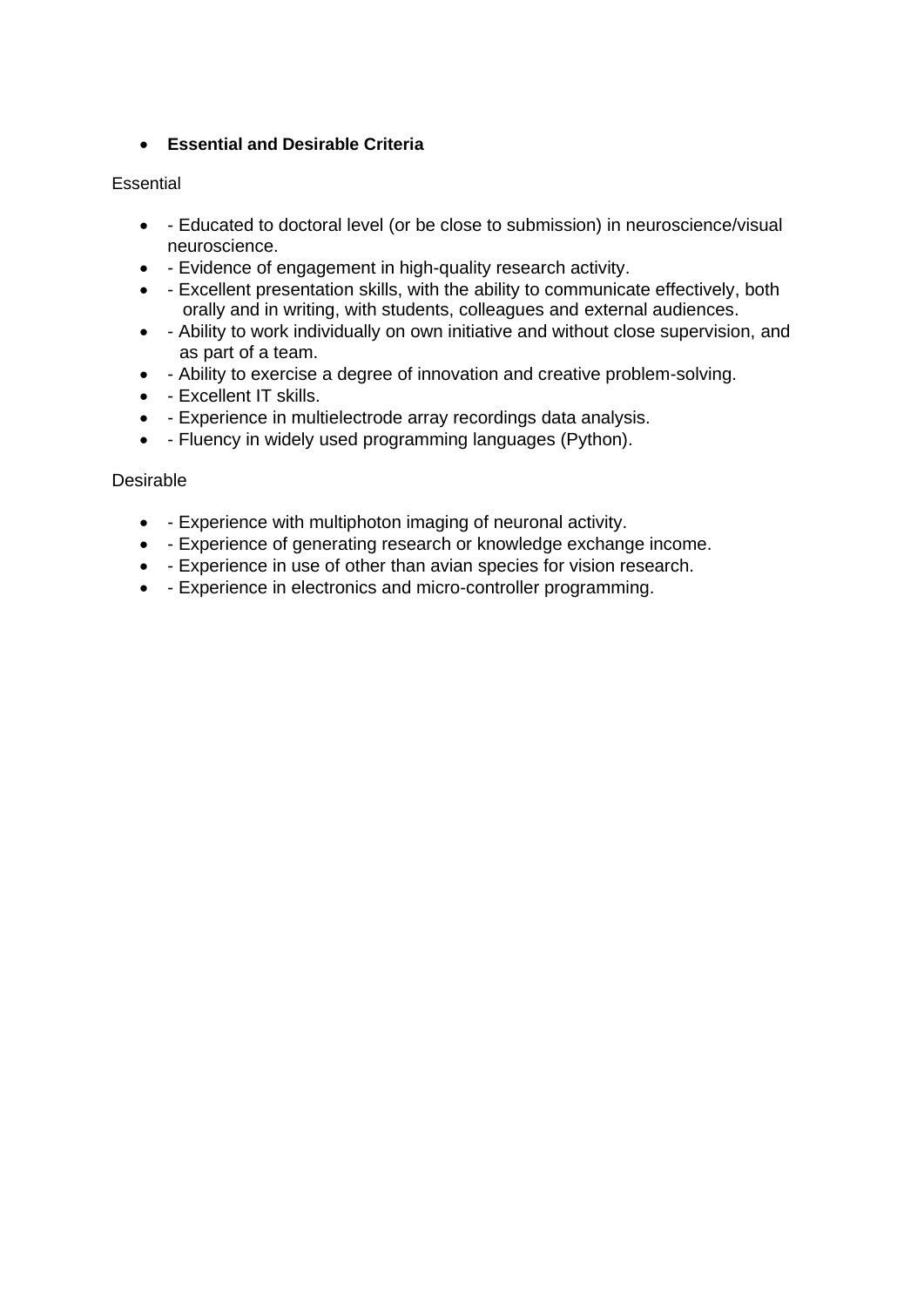- **Essential and Desirable Criteria**

Essential

- - Educated to doctoral level (or be close to submission) in neuroscience/visual neuroscience.
- - Evidence of engagement in high-quality research activity.
- - Excellent presentation skills, with the ability to communicate effectively, both orally and in writing, with students, colleagues and external audiences.
- - Ability to work individually on own initiative and without close supervision, and as part of a team.
- - Ability to exercise a degree of innovation and creative problem-solving.
- - Excellent IT skills.
- - Experience in multielectrode array recordings data analysis.
- - Fluency in widely used programming languages (Python).

Desirable

- - Experience with multiphoton imaging of neuronal activity.
- - Experience of generating research or knowledge exchange income.
- - Experience in use of other than avian species for vision research.
- - Experience in electronics and micro-controller programming.